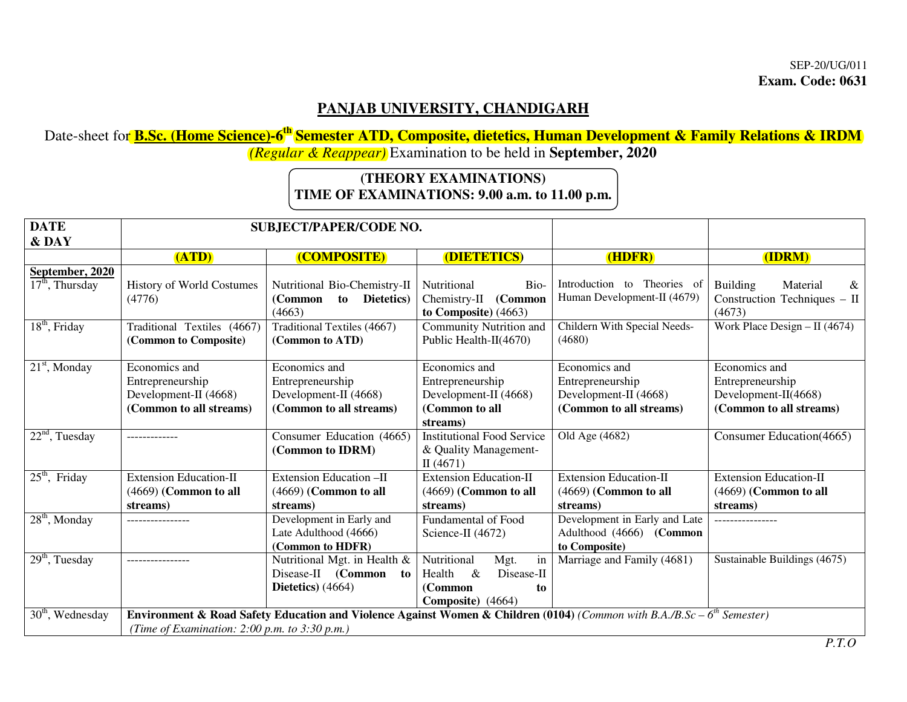SEP-20/UG/011
**Exam. Code: 0631**

# PANJAB UNIVERSITY, CHANDIGARH

Date-sheet for **B.Sc. (Home Science)-6th Semester ATD, Composite, dietetics, Human Development & Family Relations & IRDM** *(Regular & Reappear)* Examination to be held in **September, 2020**

**(THEORY EXAMINATIONS)**
**TIME OF EXAMINATIONS: 9.00 a.m. to 11.00 p.m.**

| DATE & DAY | SUBJECT/PAPER/CODE NO. | | | | |
|---|---|---|---|---|---|
| | **(ATD)** | **(COMPOSITE)** | **(DIETETICS)** | **(HDFR)** | **(IDRM)** |
| **September, 2020** 17th, Thursday | History of World Costumes (4776) | Nutritional Bio-Chemistry-II **(Common to Dietetics)** (4663) | Nutritional Bio-Chemistry-II **(Common to Composite)** (4663) | Introduction to Theories of Human Development-II (4679) | Building Material & Construction Techniques – II (4673) |
| 18th, Friday | Traditional Textiles (4667) **(Common to Composite)** | Traditional Textiles (4667) **(Common to ATD)** | Community Nutrition and Public Health-II(4670) | Childern With Special Needs-(4680) | Work Place Design – II (4674) |
| 21st, Monday | Economics and Entrepreneurship Development-II (4668) **(Common to all streams)** | Economics and Entrepreneurship Development-II (4668) **(Common to all streams)** | Economics and Entrepreneurship Development-II (4668) **(Common to all streams)** | Economics and Entrepreneurship Development-II (4668) **(Common to all streams)** | Economics and Entrepreneurship Development-II(4668) **(Common to all streams)** |
| 22nd, Tuesday | ------------- | Consumer Education (4665) **(Common to IDRM)** | Institutional Food Service & Quality Management-II (4671) | Old Age (4682) | Consumer Education(4665) |
| 25th, Friday | Extension Education-II (4669) **(Common to all streams)** | Extension Education –II (4669) **(Common to all streams)** | Extension Education-II (4669) **(Common to all streams)** | Extension Education-II (4669) **(Common to all streams)** | Extension Education-II (4669) **(Common to all streams)** |
| 28th, Monday | ---------------- | Development in Early and Late Adulthood (4666) **(Common to HDFR)** | Fundamental of Food Science-II (4672) | Development in Early and Late Adulthood (4666) **(Common to Composite)** | ---------------- |
| 29th, Tuesday | ---------------- | Nutritional Mgt. in Health & Disease-II **(Common to Dietetics)** (4664) | Nutritional Mgt. in Health & Disease-II **(Common to Composite)** (4664) | Marriage and Family (4681) | Sustainable Buildings (4675) |
| 30th, Wednesday | **Environment & Road Safety Education and Violence Against Women & Children (0104)** *(Common with B.A./B.Sc – 6th Semester)* *(Time of Examination: 2:00 p.m. to 3:30 p.m.)* | | | | |

*P.T.O*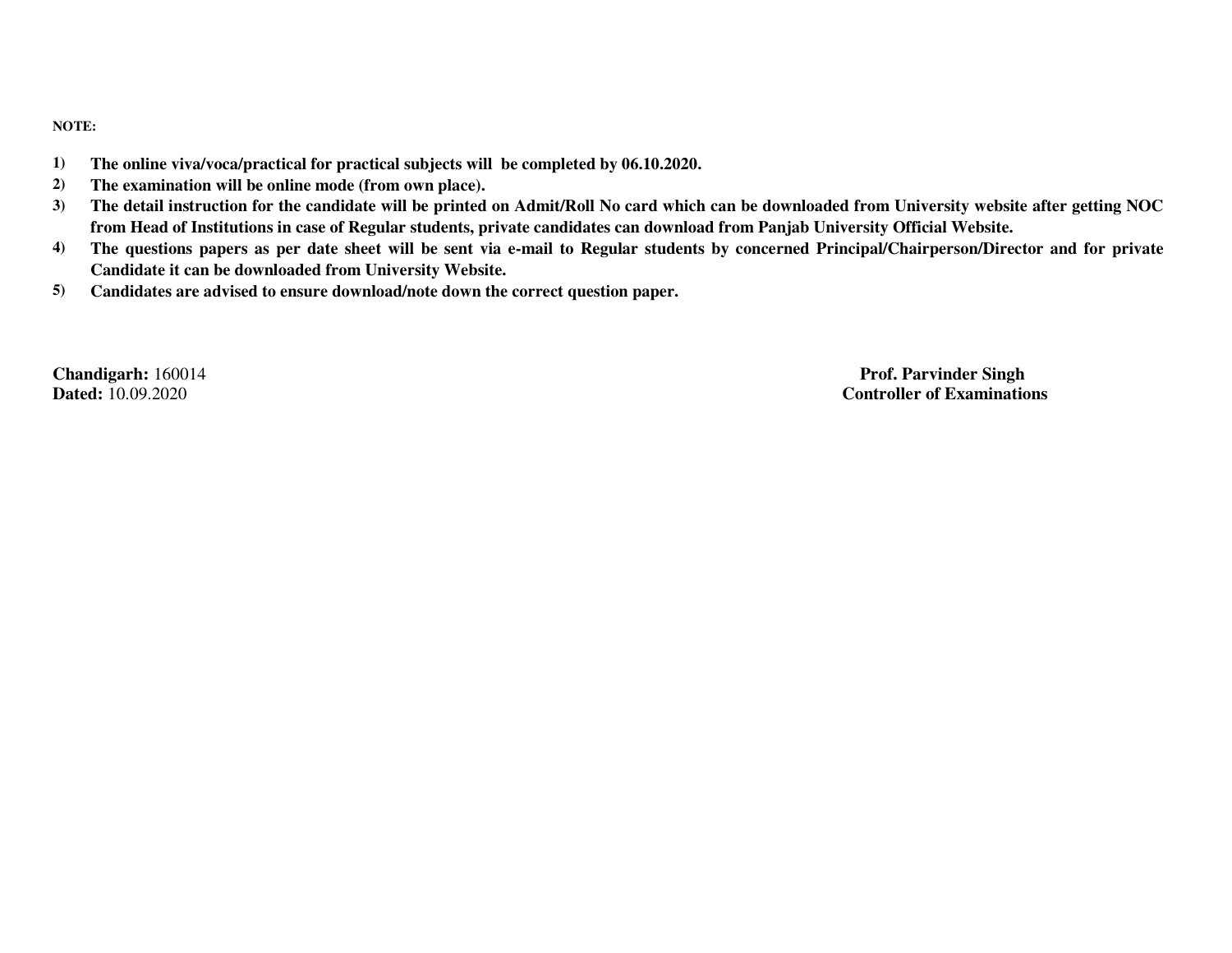**NOTE:**

1) **The online viva/voca/practical for practical subjects will be completed by 06.10.2020.**
2) **The examination will be online mode (from own place).**
3) **The detail instruction for the candidate will be printed on Admit/Roll No card which can be downloaded from University website after getting NOC from Head of Institutions in case of Regular students, private candidates can download from Panjab University Official Website.**
4) **The questions papers as per date sheet will be sent via e-mail to Regular students by concerned Principal/Chairperson/Director and for private Candidate it can be downloaded from University Website.**
5) **Candidates are advised to ensure download/note down the correct question paper.**

**Chandigarh:** 160014
**Dated:** 10.09.2020

**Prof. Parvinder Singh**
**Controller of Examinations**